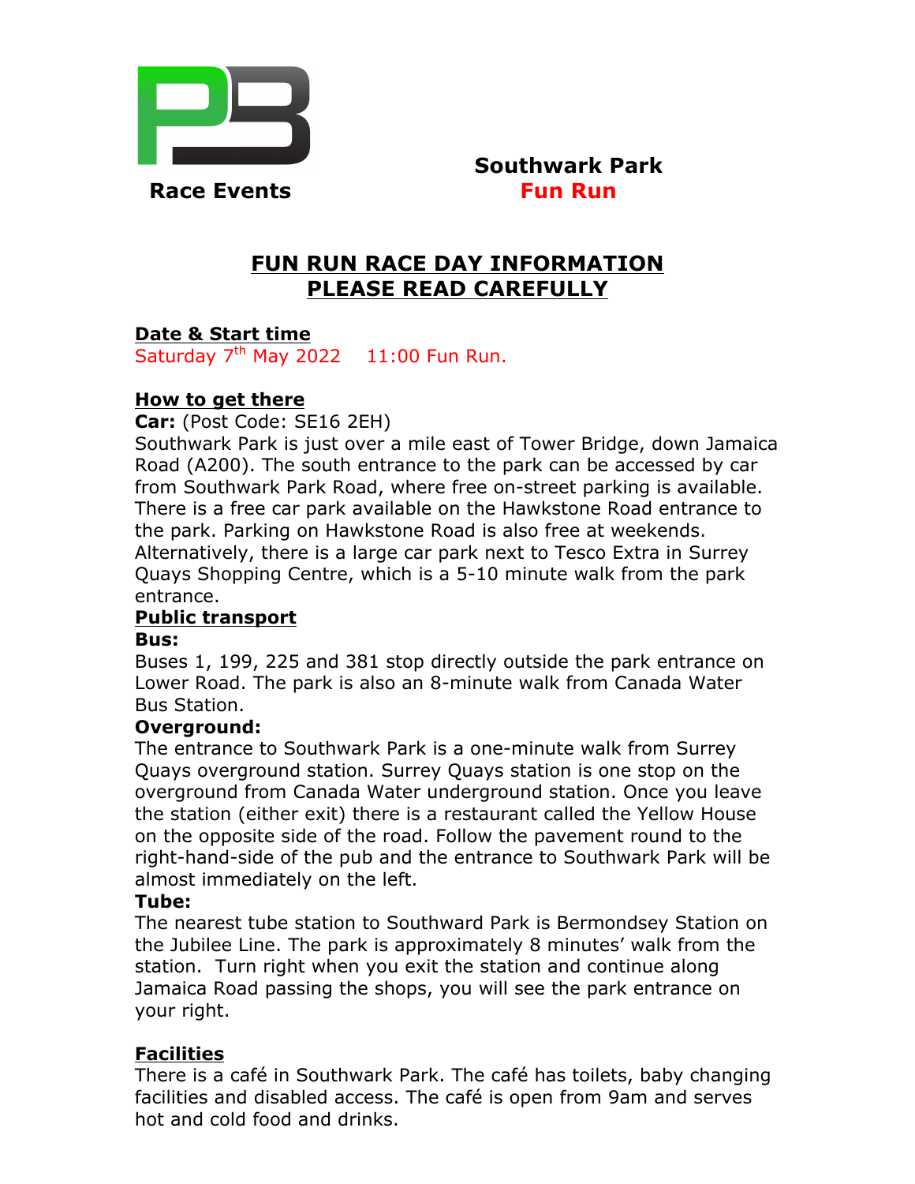Race Events

**Southwark Park**
**Fun Run**

# FUN RUN RACE DAY INFORMATION
# PLEASE READ CAREFULLY

## Date & Start time

Saturday 7th May 2022    11:00 Fun Run.

## How to get there

**Car:** (Post Code: SE16 2EH)
Southwark Park is just over a mile east of Tower Bridge, down Jamaica Road (A200). The south entrance to the park can be accessed by car from Southwark Park Road, where free on-street parking is available. There is a free car park available on the Hawkstone Road entrance to the park. Parking on Hawkstone Road is also free at weekends. Alternatively, there is a large car park next to Tesco Extra in Surrey Quays Shopping Centre, which is a 5-10 minute walk from the park entrance.

## Public transport

**Bus:**
Buses 1, 199, 225 and 381 stop directly outside the park entrance on Lower Road. The park is also an 8-minute walk from Canada Water Bus Station.

**Overground:**
The entrance to Southwark Park is a one-minute walk from Surrey Quays overground station. Surrey Quays station is one stop on the overground from Canada Water underground station. Once you leave the station (either exit) there is a restaurant called the Yellow House on the opposite side of the road. Follow the pavement round to the right-hand-side of the pub and the entrance to Southwark Park will be almost immediately on the left.

**Tube:**
The nearest tube station to Southward Park is Bermondsey Station on the Jubilee Line. The park is approximately 8 minutes' walk from the station. Turn right when you exit the station and continue along Jamaica Road passing the shops, you will see the park entrance on your right.

## Facilities

There is a café in Southwark Park. The café has toilets, baby changing facilities and disabled access. The café is open from 9am and serves hot and cold food and drinks.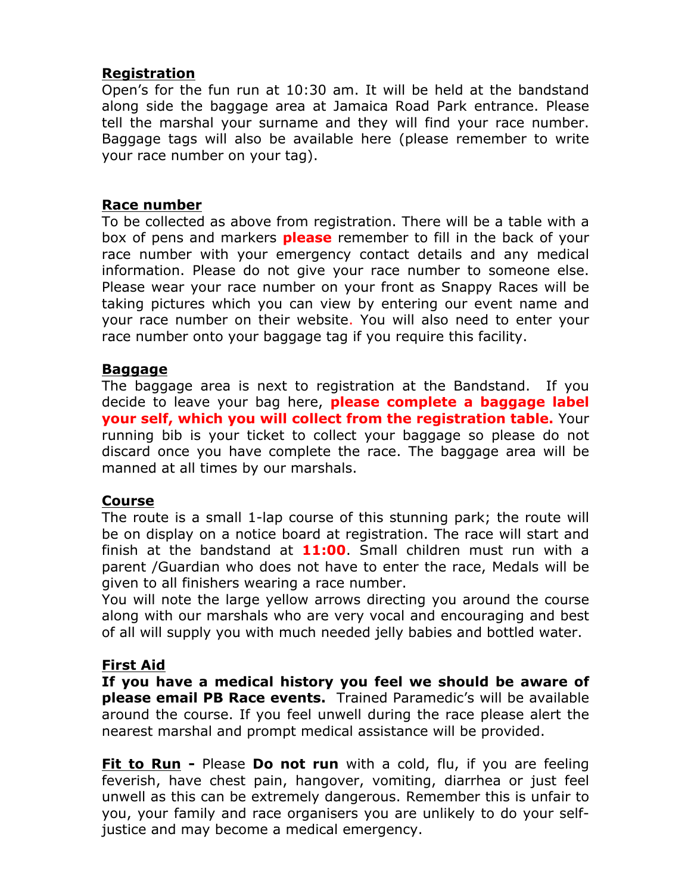## Registration

Open's for the fun run at 10:30 am. It will be held at the bandstand along side the baggage area at Jamaica Road Park entrance. Please tell the marshal your surname and they will find your race number. Baggage tags will also be available here (please remember to write your race number on your tag).

## Race number

To be collected as above from registration. There will be a table with a box of pens and markers **please** remember to fill in the back of your race number with your emergency contact details and any medical information. Please do not give your race number to someone else. Please wear your race number on your front as Snappy Races will be taking pictures which you can view by entering our event name and your race number on their website. You will also need to enter your race number onto your baggage tag if you require this facility.

## Baggage

The baggage area is next to registration at the Bandstand. If you decide to leave your bag here, **please complete a baggage label your self, which you will collect from the registration table.** Your running bib is your ticket to collect your baggage so please do not discard once you have complete the race. The baggage area will be manned at all times by our marshals.

## Course

The route is a small 1-lap course of this stunning park; the route will be on display on a notice board at registration. The race will start and finish at the bandstand at **11:00**. Small children must run with a parent /Guardian who does not have to enter the race, Medals will be given to all finishers wearing a race number.

You will note the large yellow arrows directing you around the course along with our marshals who are very vocal and encouraging and best of all will supply you with much needed jelly babies and bottled water.

## First Aid

**If you have a medical history you feel we should be aware of please email PB Race events.** Trained Paramedic's will be available around the course. If you feel unwell during the race please alert the nearest marshal and prompt medical assistance will be provided.

**Fit to Run -** Please **Do not run** with a cold, flu, if you are feeling feverish, have chest pain, hangover, vomiting, diarrhea or just feel unwell as this can be extremely dangerous. Remember this is unfair to you, your family and race organisers you are unlikely to do your self-justice and may become a medical emergency.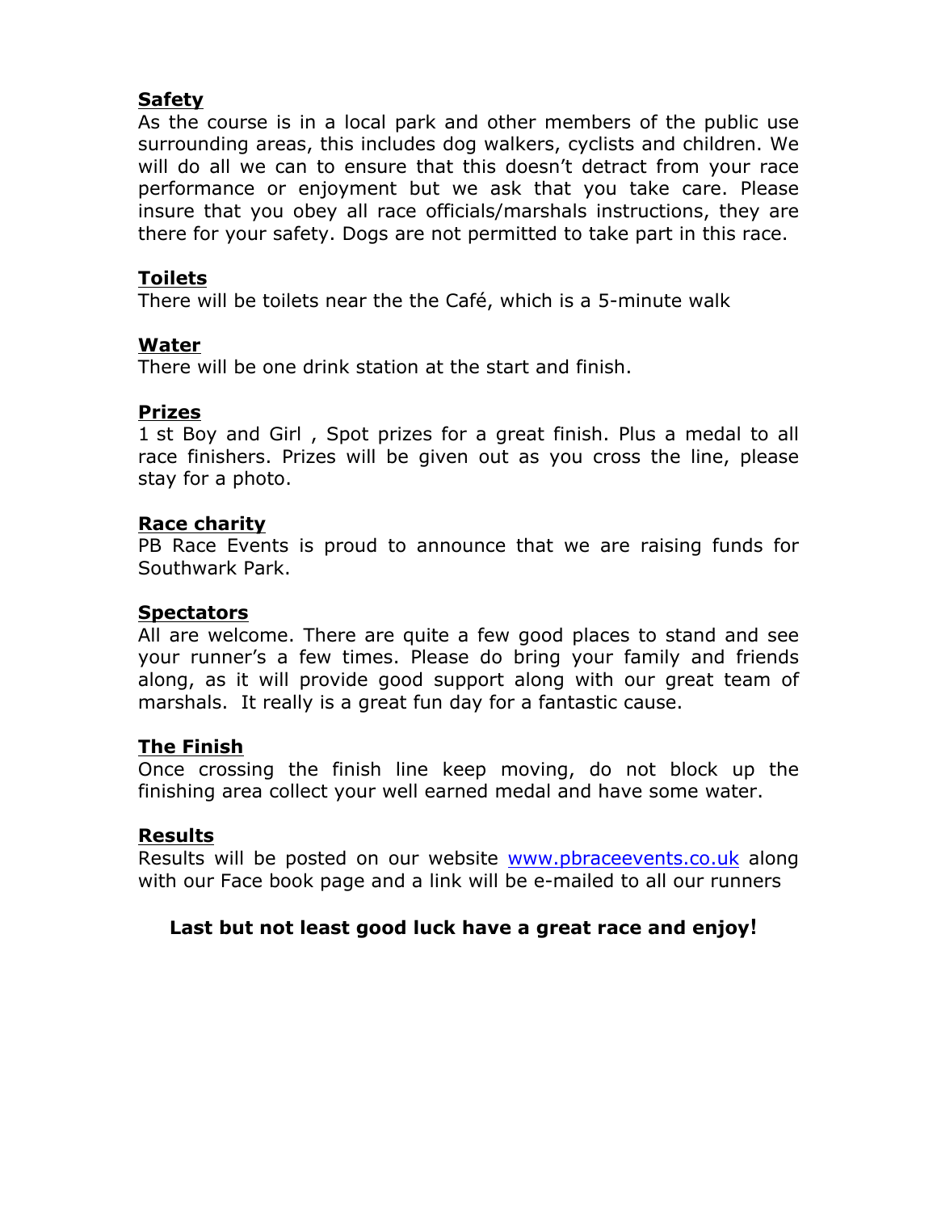**Safety**

As the course is in a local park and other members of the public use surrounding areas, this includes dog walkers, cyclists and children. We will do all we can to ensure that this doesn't detract from your race performance or enjoyment but we ask that you take care. Please insure that you obey all race officials/marshals instructions, they are there for your safety. Dogs are not permitted to take part in this race.

**Toilets**

There will be toilets near the the Café, which is a 5-minute walk

**Water**

There will be one drink station at the start and finish.

**Prizes**

1 st Boy and Girl , Spot prizes for a great finish. Plus a medal to all race finishers. Prizes will be given out as you cross the line, please stay for a photo.

**Race charity**

PB Race Events is proud to announce that we are raising funds for Southwark Park.

**Spectators**

All are welcome. There are quite a few good places to stand and see your runner's a few times. Please do bring your family and friends along, as it will provide good support along with our great team of marshals. It really is a great fun day for a fantastic cause.

**The Finish**

Once crossing the finish line keep moving, do not block up the finishing area collect your well earned medal and have some water.

**Results**

Results will be posted on our website [www.pbraceevents.co.uk](http://www.pbraceevents.co.uk) along with our Face book page and a link will be e-mailed to all our runners

**Last but not least good luck have a great race and enjoy!**